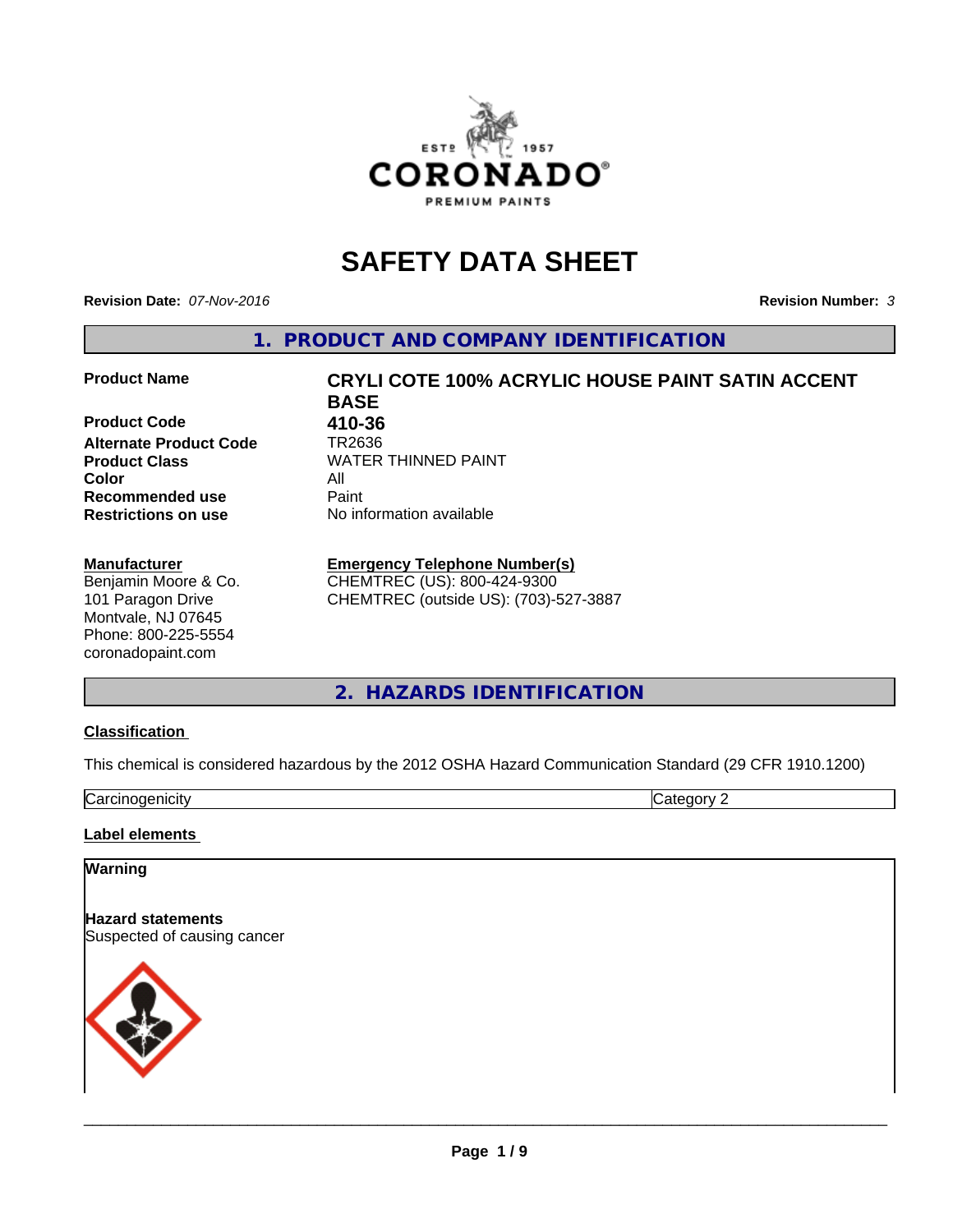# SAFETY DATA SHEET

**Revision Date:** *07-Nov-2016*

**Revision Number:** *3*

## 1. PRODUCT AND COMPANY IDENTIFICATION

| | |
|---|---|
| **Product Name** | **CRYLI COTE 100% ACRYLIC HOUSE PAINT SATIN ACCENT BASE** |
| **Product Code** | **410-36** |
| **Alternate Product Code** | TR2636 |
| **Product Class** | WATER THINNED PAINT |
| **Color** | All |
| **Recommended use** | Paint |
| **Restrictions on use** | No information available |

**Manufacturer**
Benjamin Moore & Co.
101 Paragon Drive
Montvale, NJ 07645
Phone: 800-225-5554
coronadopaint.com

**Emergency Telephone Number(s)**
CHEMTREC (US): 800-424-9300
CHEMTREC (outside US): (703)-527-3887

## 2. HAZARDS IDENTIFICATION

**Classification**

This chemical is considered hazardous by the 2012 OSHA Hazard Communication Standard (29 CFR 1910.1200)

| | |
|---|---|
| Carcinogenicity | Category 2 |

**Label elements**

**Warning**

**Hazard statements**
Suspected of causing cancer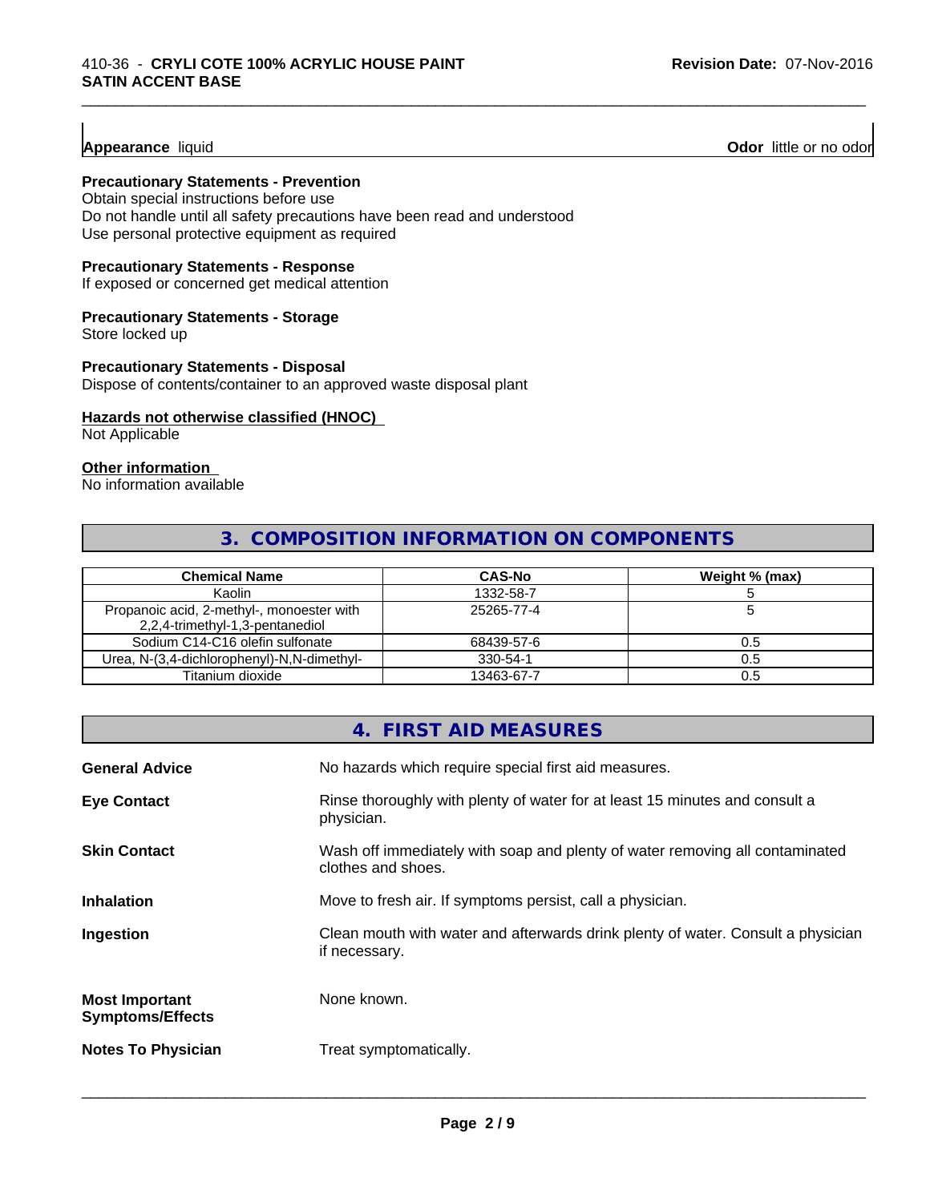**Appearance** liquid **Odor** little or no odor

**Precautionary Statements - Prevention**
Obtain special instructions before use
Do not handle until all safety precautions have been read and understood
Use personal protective equipment as required

**Precautionary Statements - Response**
If exposed or concerned get medical attention

**Precautionary Statements - Storage**
Store locked up

**Precautionary Statements - Disposal**
Dispose of contents/container to an approved waste disposal plant

**Hazards not otherwise classified (HNOC)**
Not Applicable

**Other information**
No information available

## 3. COMPOSITION INFORMATION ON COMPONENTS

| Chemical Name | CAS-No | Weight % (max) |
|---|---|---|
| Kaolin | 1332-58-7 | 5 |
| Propanoic acid, 2-methyl-, monoester with 2,2,4-trimethyl-1,3-pentanediol | 25265-77-4 | 5 |
| Sodium C14-C16 olefin sulfonate | 68439-57-6 | 0.5 |
| Urea, N-(3,4-dichlorophenyl)-N,N-dimethyl- | 330-54-1 | 0.5 |
| Titanium dioxide | 13463-67-7 | 0.5 |

## 4. FIRST AID MEASURES

**General Advice** No hazards which require special first aid measures.

**Eye Contact** Rinse thoroughly with plenty of water for at least 15 minutes and consult a physician.

**Skin Contact** Wash off immediately with soap and plenty of water removing all contaminated clothes and shoes.

**Inhalation** Move to fresh air. If symptoms persist, call a physician.

**Ingestion** Clean mouth with water and afterwards drink plenty of water. Consult a physician if necessary.

**Most Important Symptoms/Effects** None known.

**Notes To Physician** Treat symptomatically.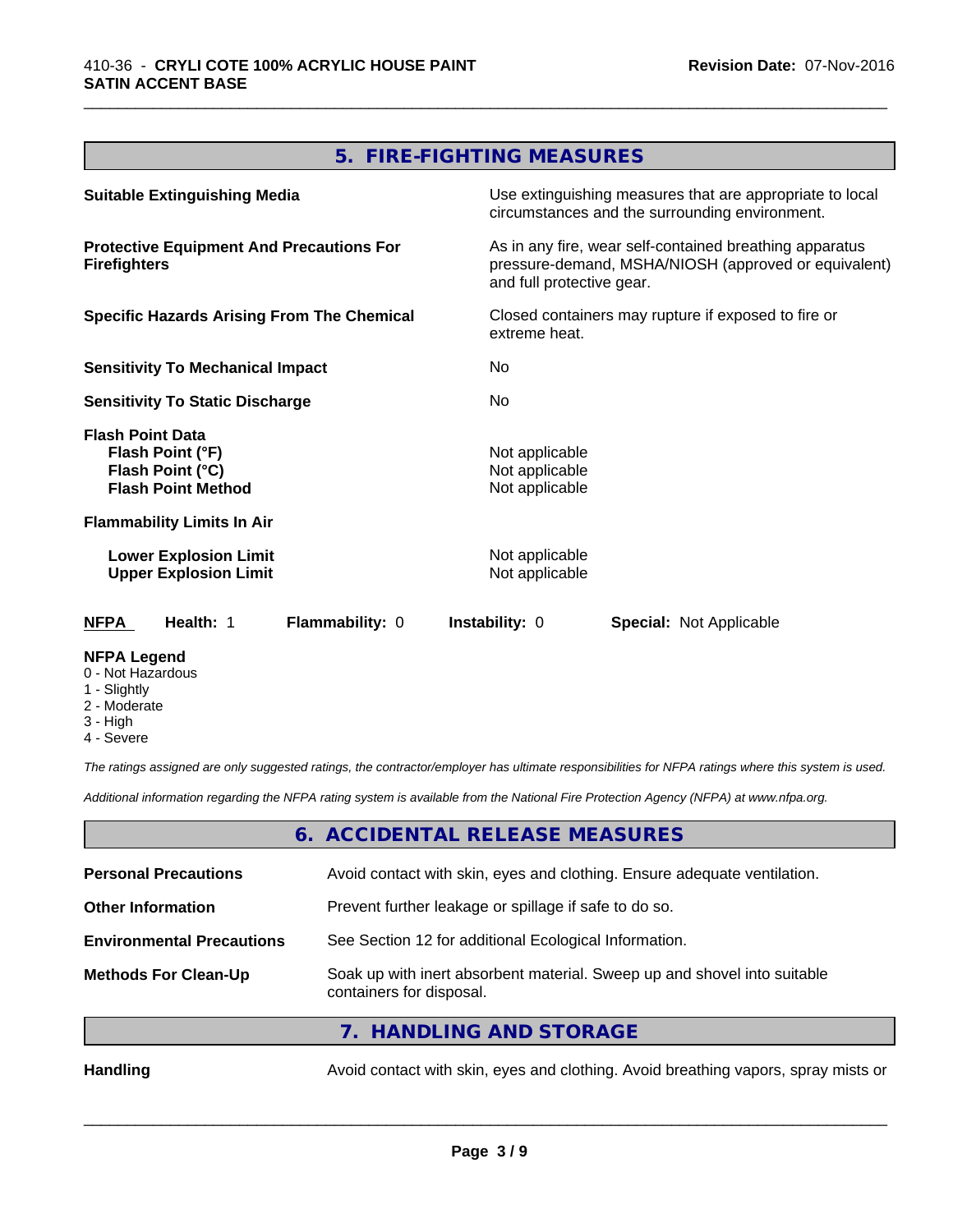## 5. FIRE-FIGHTING MEASURES

| | |
|---|---|
| **Suitable Extinguishing Media** | Use extinguishing measures that are appropriate to local circumstances and the surrounding environment. |
| **Protective Equipment And Precautions For Firefighters** | As in any fire, wear self-contained breathing apparatus pressure-demand, MSHA/NIOSH (approved or equivalent) and full protective gear. |
| **Specific Hazards Arising From The Chemical** | Closed containers may rupture if exposed to fire or extreme heat. |
| **Sensitivity To Mechanical Impact** | No |
| **Sensitivity To Static Discharge** | No |
| **Flash Point Data** | |
| **Flash Point (°F)** | Not applicable |
| **Flash Point (°C)** | Not applicable |
| **Flash Point Method** | Not applicable |
| **Flammability Limits In Air** | |
| **Lower Explosion Limit** | Not applicable |
| **Upper Explosion Limit** | Not applicable |

**NFPA** **Health:** 1 **Flammability:** 0 **Instability:** 0 **Special:** Not Applicable

**NFPA Legend**
- 0 - Not Hazardous
- 1 - Slightly
- 2 - Moderate
- 3 - High
- 4 - Severe

*The ratings assigned are only suggested ratings, the contractor/employer has ultimate responsibilities for NFPA ratings where this system is used.*

*Additional information regarding the NFPA rating system is available from the National Fire Protection Agency (NFPA) at www.nfpa.org.*

## 6. ACCIDENTAL RELEASE MEASURES

| | |
|---|---|
| **Personal Precautions** | Avoid contact with skin, eyes and clothing. Ensure adequate ventilation. |
| **Other Information** | Prevent further leakage or spillage if safe to do so. |
| **Environmental Precautions** | See Section 12 for additional Ecological Information. |
| **Methods For Clean-Up** | Soak up with inert absorbent material. Sweep up and shovel into suitable containers for disposal. |

## 7. HANDLING AND STORAGE

**Handling** Avoid contact with skin, eyes and clothing. Avoid breathing vapors, spray mists or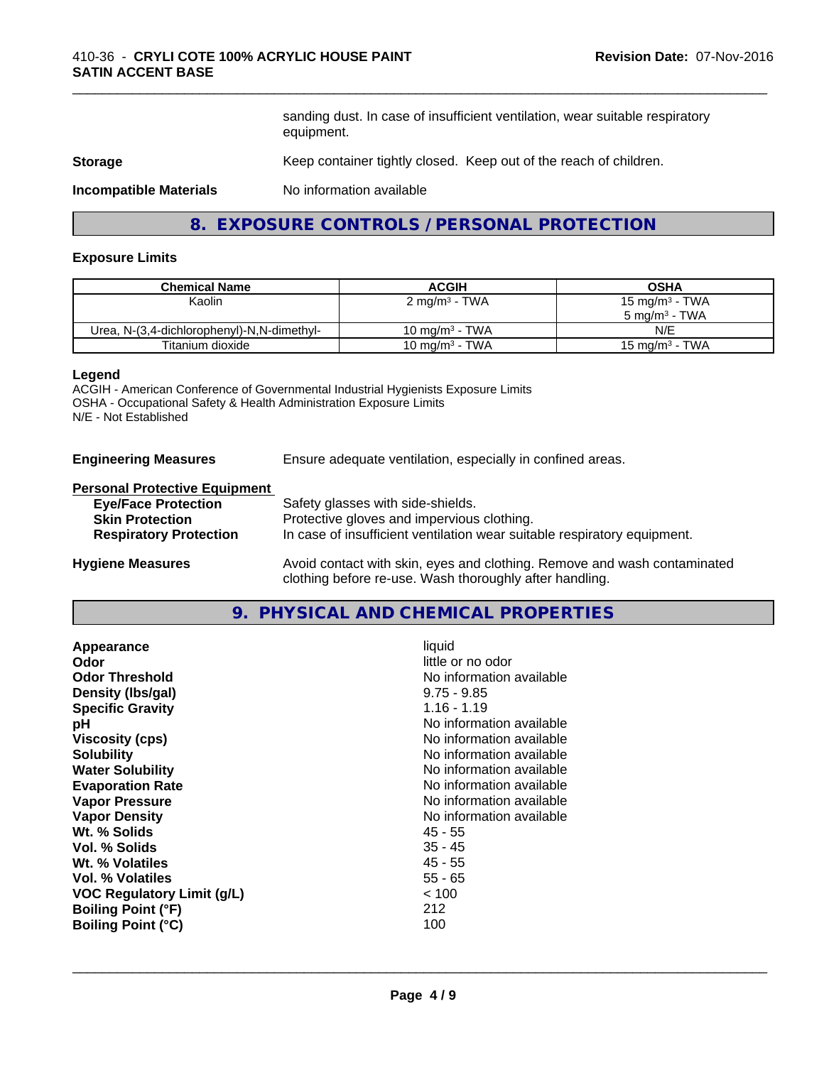sanding dust. In case of insufficient ventilation, wear suitable respiratory equipment.

**Storage** Keep container tightly closed. Keep out of the reach of children.

**Incompatible Materials** No information available

## 8. EXPOSURE CONTROLS / PERSONAL PROTECTION

### Exposure Limits

| Chemical Name | ACGIH | OSHA |
| --- | --- | --- |
| Kaolin | 2 mg/m³ - TWA | 15 mg/m³ - TWA<br>5 mg/m³ - TWA |
| Urea, N-(3,4-dichlorophenyl)-N,N-dimethyl- | 10 mg/m³ - TWA | N/E |
| Titanium dioxide | 10 mg/m³ - TWA | 15 mg/m³ - TWA |

**Legend**
ACGIH - American Conference of Governmental Industrial Hygienists Exposure Limits
OSHA - Occupational Safety & Health Administration Exposure Limits
N/E - Not Established

**Engineering Measures** Ensure adequate ventilation, especially in confined areas.

**Personal Protective Equipment**

- **Eye/Face Protection** Safety glasses with side-shields.
- **Skin Protection** Protective gloves and impervious clothing.
- **Respiratory Protection** In case of insufficient ventilation wear suitable respiratory equipment.

**Hygiene Measures** Avoid contact with skin, eyes and clothing. Remove and wash contaminated clothing before re-use. Wash thoroughly after handling.

## 9. PHYSICAL AND CHEMICAL PROPERTIES

| | |
| --- | --- |
| **Appearance** | liquid |
| **Odor** | little or no odor |
| **Odor Threshold** | No information available |
| **Density (lbs/gal)** | 9.75 - 9.85 |
| **Specific Gravity** | 1.16 - 1.19 |
| **pH** | No information available |
| **Viscosity (cps)** | No information available |
| **Solubility** | No information available |
| **Water Solubility** | No information available |
| **Evaporation Rate** | No information available |
| **Vapor Pressure** | No information available |
| **Vapor Density** | No information available |
| **Wt. % Solids** | 45 - 55 |
| **Vol. % Solids** | 35 - 45 |
| **Wt. % Volatiles** | 45 - 55 |
| **Vol. % Volatiles** | 55 - 65 |
| **VOC Regulatory Limit (g/L)** | < 100 |
| **Boiling Point (°F)** | 212 |
| **Boiling Point (°C)** | 100 |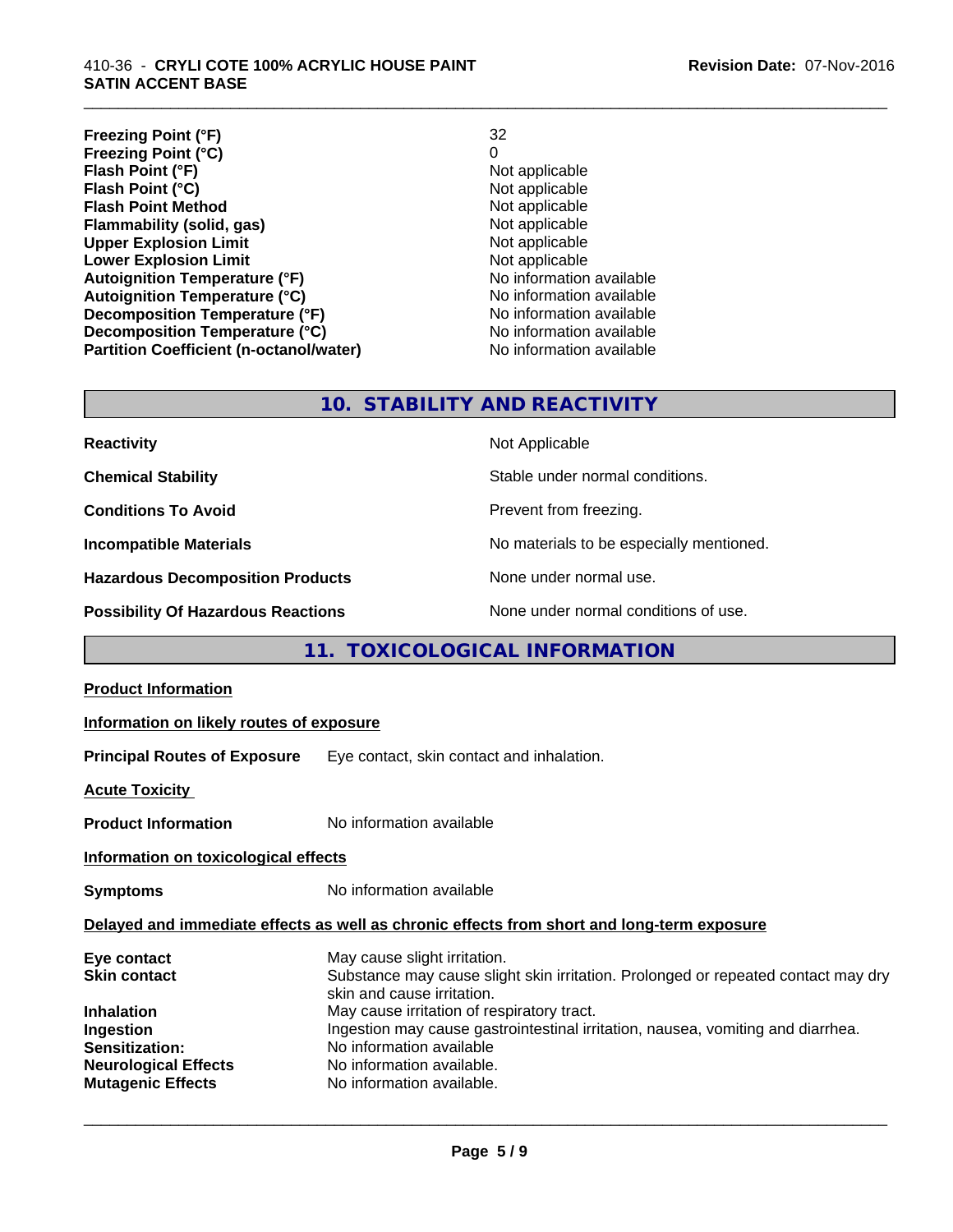| | |
|---|---|
| **Freezing Point (°F)** | 32 |
| **Freezing Point (°C)** | 0 |
| **Flash Point (°F)** | Not applicable |
| **Flash Point (°C)** | Not applicable |
| **Flash Point Method** | Not applicable |
| **Flammability (solid, gas)** | Not applicable |
| **Upper Explosion Limit** | Not applicable |
| **Lower Explosion Limit** | Not applicable |
| **Autoignition Temperature (°F)** | No information available |
| **Autoignition Temperature (°C)** | No information available |
| **Decomposition Temperature (°F)** | No information available |
| **Decomposition Temperature (°C)** | No information available |
| **Partition Coefficient (n-octanol/water)** | No information available |

## 10. STABILITY AND REACTIVITY

| | |
|---|---|
| **Reactivity** | Not Applicable |
| **Chemical Stability** | Stable under normal conditions. |
| **Conditions To Avoid** | Prevent from freezing. |
| **Incompatible Materials** | No materials to be especially mentioned. |
| **Hazardous Decomposition Products** | None under normal use. |
| **Possibility Of Hazardous Reactions** | None under normal conditions of use. |

## 11. TOXICOLOGICAL INFORMATION

**Product Information**

**Information on likely routes of exposure**

**Principal Routes of Exposure** Eye contact, skin contact and inhalation.

**Acute Toxicity**

**Product Information** No information available

**Information on toxicological effects**

**Symptoms** No information available

**Delayed and immediate effects as well as chronic effects from short and long-term exposure**

| | |
|---|---|
| **Eye contact** | May cause slight irritation. |
| **Skin contact** | Substance may cause slight skin irritation. Prolonged or repeated contact may dry skin and cause irritation. |
| **Inhalation** | May cause irritation of respiratory tract. |
| **Ingestion** | Ingestion may cause gastrointestinal irritation, nausea, vomiting and diarrhea. |
| **Sensitization:** | No information available |
| **Neurological Effects** | No information available. |
| **Mutagenic Effects** | No information available. |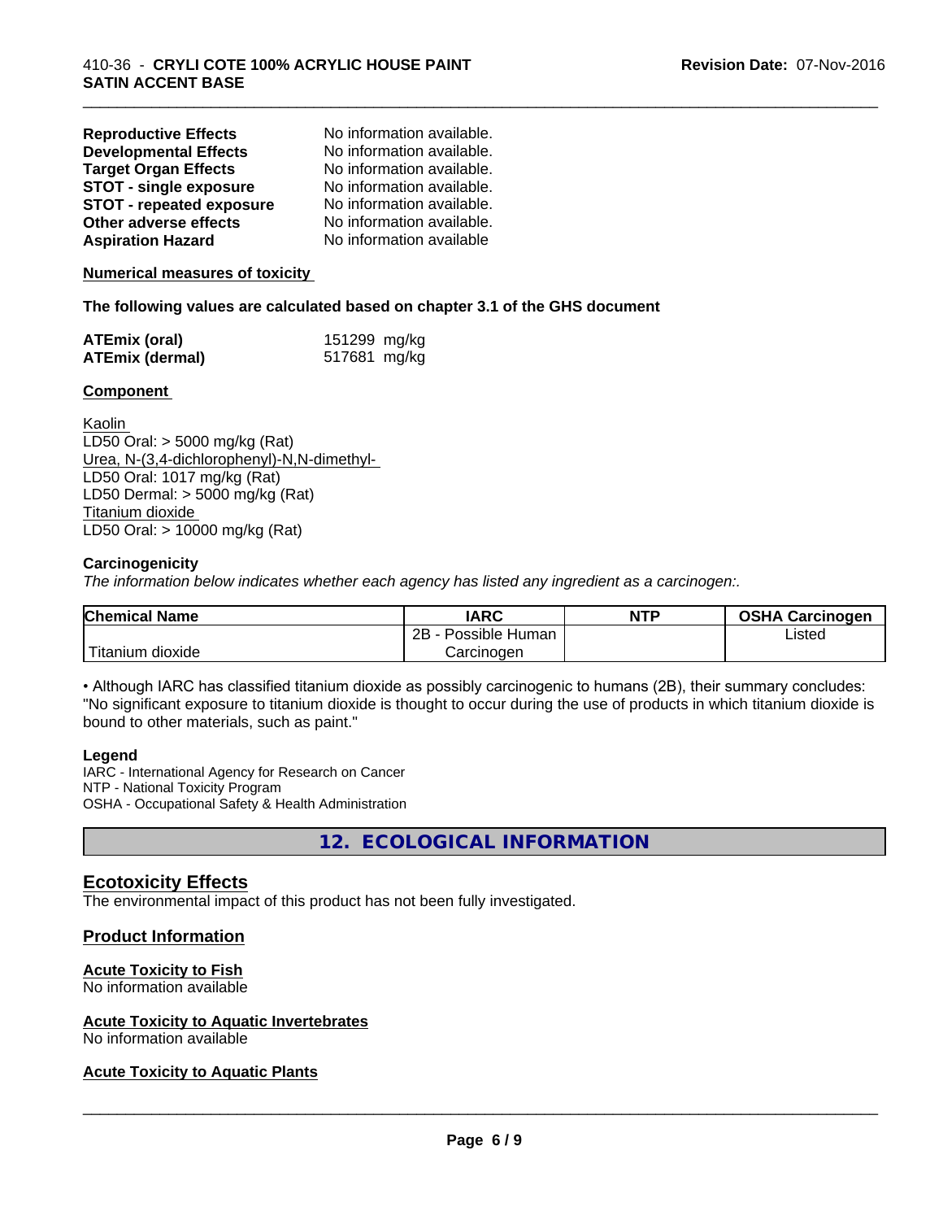| | |
|---|---|
| **Reproductive Effects** | No information available. |
| **Developmental Effects** | No information available. |
| **Target Organ Effects** | No information available. |
| **STOT - single exposure** | No information available. |
| **STOT - repeated exposure** | No information available. |
| **Other adverse effects** | No information available. |
| **Aspiration Hazard** | No information available |

**Numerical measures of toxicity**

**The following values are calculated based on chapter 3.1 of the GHS document**

| | |
|---|---|
| **ATEmix (oral)** | 151299 mg/kg |
| **ATEmix (dermal)** | 517681 mg/kg |

**Component**

Kaolin
LD50 Oral: > 5000 mg/kg (Rat)
Urea, N-(3,4-dichlorophenyl)-N,N-dimethyl-
LD50 Oral: 1017 mg/kg (Rat)
LD50 Dermal: > 5000 mg/kg (Rat)
Titanium dioxide
LD50 Oral: > 10000 mg/kg (Rat)

**Carcinogenicity**

*The information below indicates whether each agency has listed any ingredient as a carcinogen:.*

| Chemical Name | IARC | NTP | OSHA Carcinogen |
|---|---|---|---|
| Titanium dioxide | 2B - Possible Human Carcinogen | | Listed |

• Although IARC has classified titanium dioxide as possibly carcinogenic to humans (2B), their summary concludes: "No significant exposure to titanium dioxide is thought to occur during the use of products in which titanium dioxide is bound to other materials, such as paint."

**Legend**

IARC - International Agency for Research on Cancer
NTP - National Toxicity Program
OSHA - Occupational Safety & Health Administration

## 12. ECOLOGICAL INFORMATION

### Ecotoxicity Effects

The environmental impact of this product has not been fully investigated.

### Product Information

**Acute Toxicity to Fish**

No information available

**Acute Toxicity to Aquatic Invertebrates**

No information available

**Acute Toxicity to Aquatic Plants**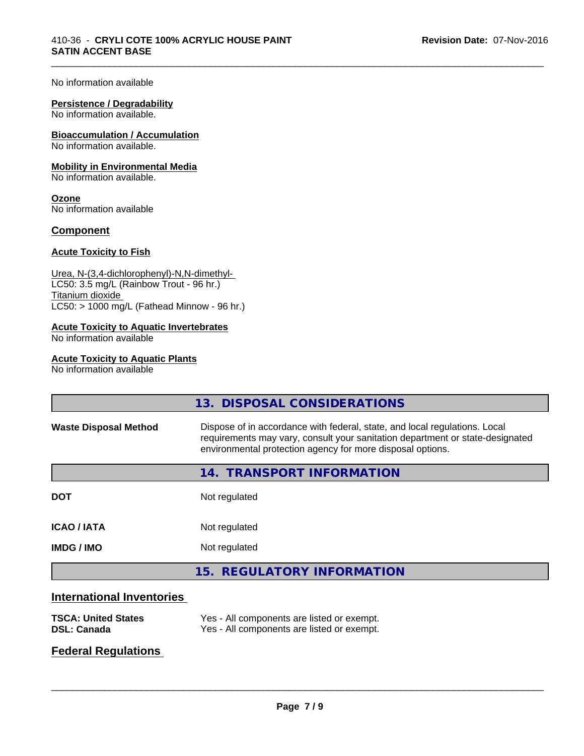No information available

**Persistence / Degradability**
No information available.

**Bioaccumulation / Accumulation**
No information available.

**Mobility in Environmental Media**
No information available.

**Ozone**
No information available

## Component

**Acute Toxicity to Fish**

Urea, N-(3,4-dichlorophenyl)-N,N-dimethyl-
LC50: 3.5 mg/L (Rainbow Trout - 96 hr.)
Titanium dioxide
LC50: > 1000 mg/L (Fathead Minnow - 96 hr.)

**Acute Toxicity to Aquatic Invertebrates**
No information available

**Acute Toxicity to Aquatic Plants**
No information available

## 13. DISPOSAL CONSIDERATIONS

| | |
|---|---|
| **Waste Disposal Method** | Dispose of in accordance with federal, state, and local regulations. Local requirements may vary, consult your sanitation department or state-designated environmental protection agency for more disposal options. |

## 14. TRANSPORT INFORMATION

| | |
|---|---|
| **DOT** | Not regulated |
| **ICAO / IATA** | Not regulated |
| **IMDG / IMO** | Not regulated |

## 15. REGULATORY INFORMATION

### International Inventories

| | |
|---|---|
| **TSCA: United States** | Yes - All components are listed or exempt. |
| **DSL: Canada** | Yes - All components are listed or exempt. |

### Federal Regulations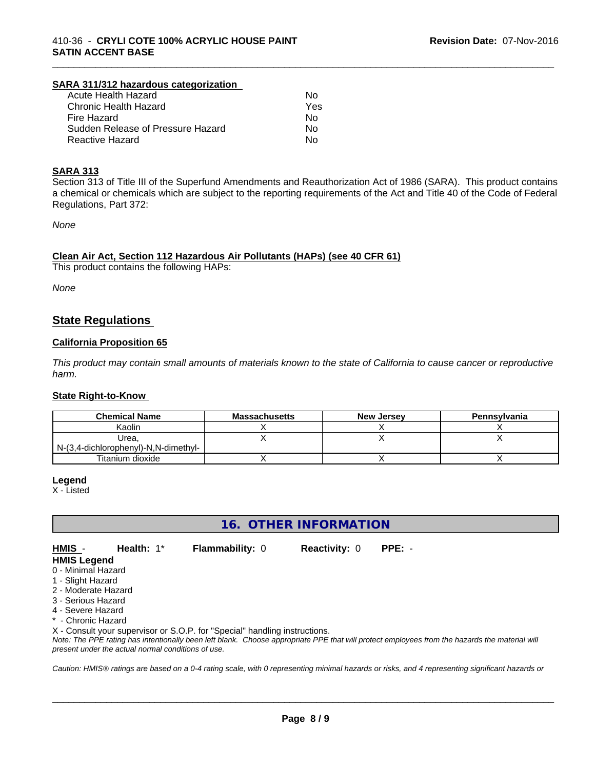#### SARA 311/312 hazardous categorization

| | |
|---|---|
| Acute Health Hazard | No |
| Chronic Health Hazard | Yes |
| Fire Hazard | No |
| Sudden Release of Pressure Hazard | No |
| Reactive Hazard | No |

#### SARA 313

Section 313 of Title III of the Superfund Amendments and Reauthorization Act of 1986 (SARA). This product contains a chemical or chemicals which are subject to the reporting requirements of the Act and Title 40 of the Code of Federal Regulations, Part 372:

*None*

#### Clean Air Act, Section 112 Hazardous Air Pollutants (HAPs) (see 40 CFR 61)

This product contains the following HAPs:

*None*

## State Regulations

#### California Proposition 65

*This product may contain small amounts of materials known to the state of California to cause cancer or reproductive harm.*

#### State Right-to-Know

| Chemical Name | Massachusetts | New Jersey | Pennsylvania |
|---|---|---|---|
| Kaolin | X | X | X |
| Urea, N-(3,4-dichlorophenyl)-N,N-dimethyl- | X | X | X |
| Titanium dioxide | X | X | X |

**Legend**

X - Listed

# 16. OTHER INFORMATION

**HMIS** - **Health:** 1* **Flammability:** 0 **Reactivity:** 0 **PPE:** -

**HMIS Legend**

0 - Minimal Hazard
1 - Slight Hazard
2 - Moderate Hazard
3 - Serious Hazard
4 - Severe Hazard
* - Chronic Hazard
X - Consult your supervisor or S.O.P. for "Special" handling instructions.

*Note: The PPE rating has intentionally been left blank. Choose appropriate PPE that will protect employees from the hazards the material will present under the actual normal conditions of use.*

*Caution: HMIS® ratings are based on a 0-4 rating scale, with 0 representing minimal hazards or risks, and 4 representing significant hazards or*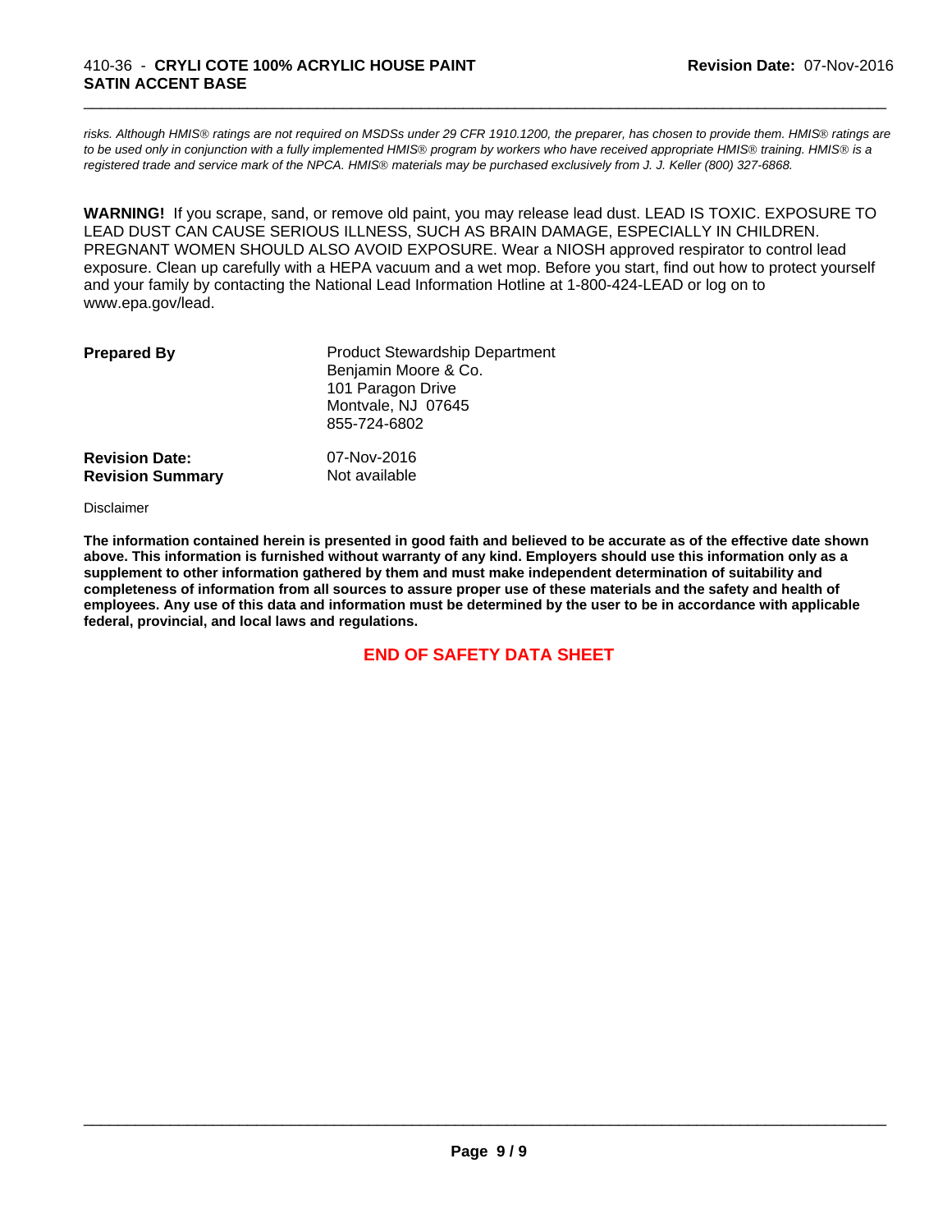*risks. Although HMIS® ratings are not required on MSDSs under 29 CFR 1910.1200, the preparer, has chosen to provide them. HMIS® ratings are to be used only in conjunction with a fully implemented HMIS® program by workers who have received appropriate HMIS® training. HMIS® is a registered trade and service mark of the NPCA. HMIS® materials may be purchased exclusively from J. J. Keller (800) 327-6868.*

**WARNING!** If you scrape, sand, or remove old paint, you may release lead dust. LEAD IS TOXIC. EXPOSURE TO LEAD DUST CAN CAUSE SERIOUS ILLNESS, SUCH AS BRAIN DAMAGE, ESPECIALLY IN CHILDREN. PREGNANT WOMEN SHOULD ALSO AVOID EXPOSURE. Wear a NIOSH approved respirator to control lead exposure. Clean up carefully with a HEPA vacuum and a wet mop. Before you start, find out how to protect yourself and your family by contacting the National Lead Information Hotline at 1-800-424-LEAD or log on to www.epa.gov/lead.

**Prepared By**

Product Stewardship Department
Benjamin Moore & Co.
101 Paragon Drive
Montvale, NJ 07645
855-724-6802

**Revision Date:** 07-Nov-2016

**Revision Summary** Not available

Disclaimer

**The information contained herein is presented in good faith and believed to be accurate as of the effective date shown above. This information is furnished without warranty of any kind. Employers should use this information only as a supplement to other information gathered by them and must make independent determination of suitability and completeness of information from all sources to assure proper use of these materials and the safety and health of employees. Any use of this data and information must be determined by the user to be in accordance with applicable federal, provincial, and local laws and regulations.**

**END OF SAFETY DATA SHEET**